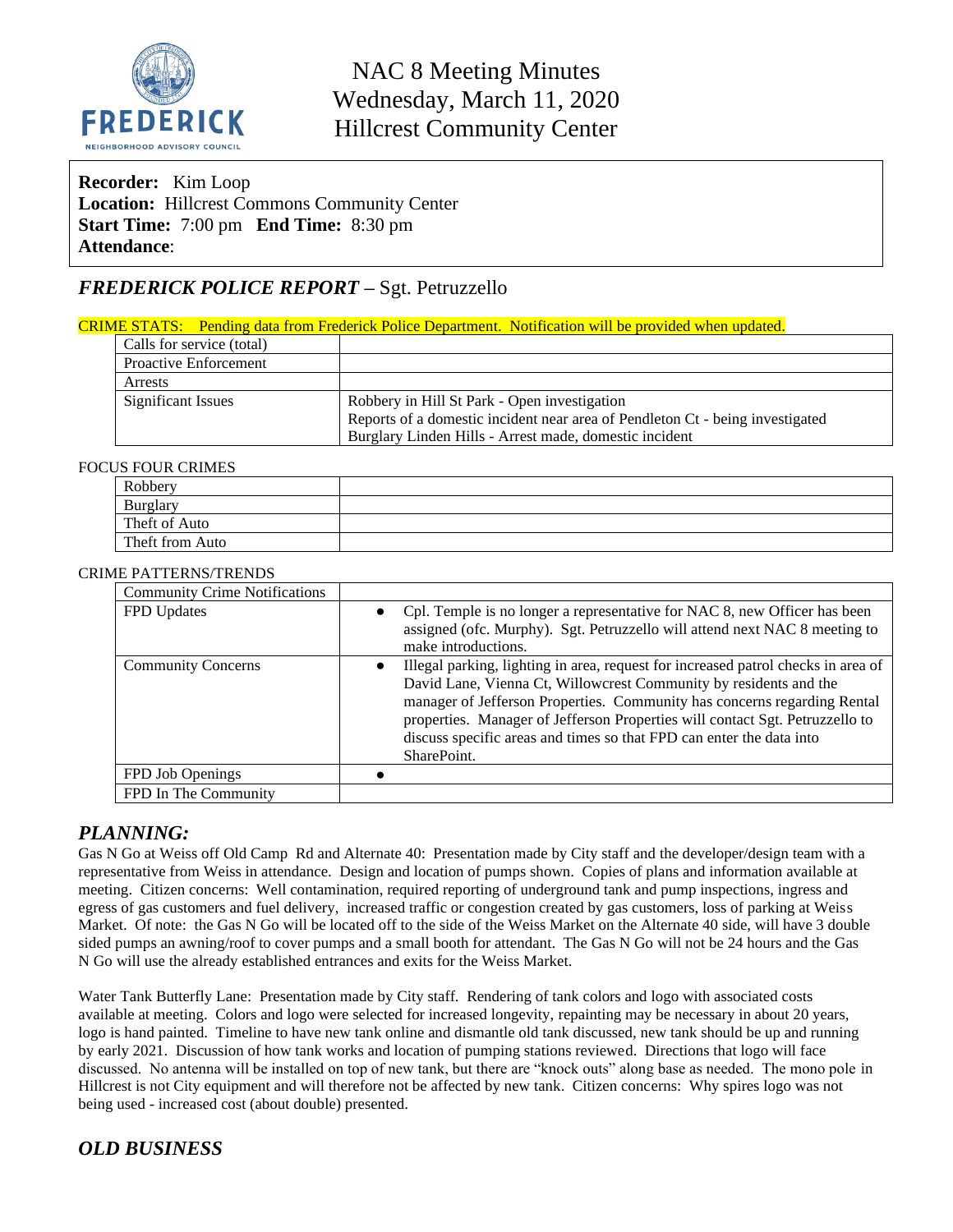# NAC 8 Meeting Minutes
# Wednesday, March 11, 2020
# Hillcrest Community Center

**Recorder:** Kim Loop
**Location:** Hillcrest Commons Community Center
**Start Time:** 7:00 pm **End Time:** 8:30 pm
**Attendance**:

## *FREDERICK POLICE REPORT* – Sgt. Petruzzello

CRIME STATS: Pending data from Frederick Police Department. Notification will be provided when updated.

| Calls for service (total) | |
|---|---|
| Proactive Enforcement | |
| Arrests | |
| Significant Issues | Robbery in Hill St Park - Open investigation<br>Reports of a domestic incident near area of Pendleton Ct - being investigated<br>Burglary Linden Hills - Arrest made, domestic incident |

FOCUS FOUR CRIMES

| Robbery | |
|---|---|
| Burglary | |
| Theft of Auto | |
| Theft from Auto | |

CRIME PATTERNS/TRENDS

| Community Crime Notifications | |
|---|---|
| FPD Updates | • Cpl. Temple is no longer a representative for NAC 8, new Officer has been assigned (ofc. Murphy). Sgt. Petruzzello will attend next NAC 8 meeting to make introductions. |
| Community Concerns | • Illegal parking, lighting in area, request for increased patrol checks in area of David Lane, Vienna Ct, Willowcrest Community by residents and the manager of Jefferson Properties. Community has concerns regarding Rental properties. Manager of Jefferson Properties will contact Sgt. Petruzzello to discuss specific areas and times so that FPD can enter the data into SharePoint. |
| FPD Job Openings | • |
| FPD In The Community | |

## *PLANNING:*

Gas N Go at Weiss off Old Camp Rd and Alternate 40: Presentation made by City staff and the developer/design team with a representative from Weiss in attendance. Design and location of pumps shown. Copies of plans and information available at meeting. Citizen concerns: Well contamination, required reporting of underground tank and pump inspections, ingress and egress of gas customers and fuel delivery, increased traffic or congestion created by gas customers, loss of parking at Weiss Market. Of note: the Gas N Go will be located off to the side of the Weiss Market on the Alternate 40 side, will have 3 double sided pumps an awning/roof to cover pumps and a small booth for attendant. The Gas N Go will not be 24 hours and the Gas N Go will use the already established entrances and exits for the Weiss Market.

Water Tank Butterfly Lane: Presentation made by City staff. Rendering of tank colors and logo with associated costs available at meeting. Colors and logo were selected for increased longevity, repainting may be necessary in about 20 years, logo is hand painted. Timeline to have new tank online and dismantle old tank discussed, new tank should be up and running by early 2021. Discussion of how tank works and location of pumping stations reviewed. Directions that logo will face discussed. No antenna will be installed on top of new tank, but there are "knock outs" along base as needed. The mono pole in Hillcrest is not City equipment and will therefore not be affected by new tank. Citizen concerns: Why spires logo was not being used - increased cost (about double) presented.

## *OLD BUSINESS*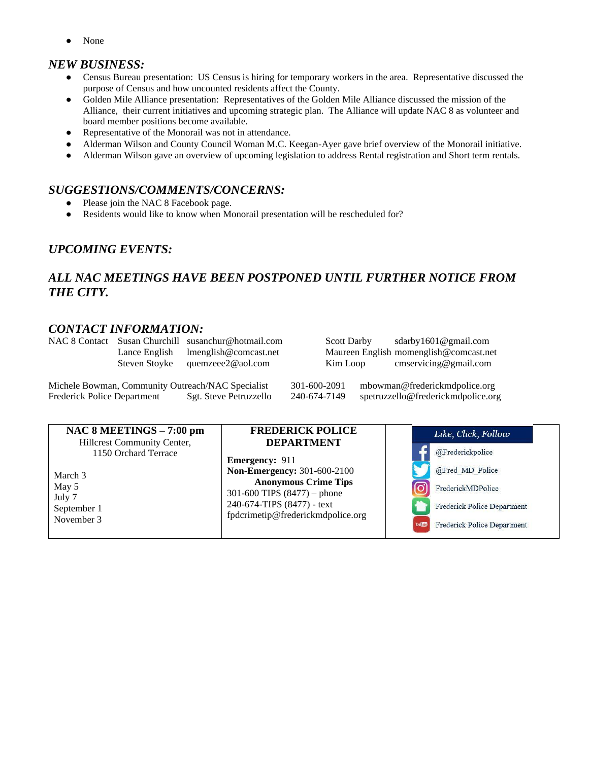- None

## *NEW BUSINESS:*

- Census Bureau presentation: US Census is hiring for temporary workers in the area. Representative discussed the purpose of Census and how uncounted residents affect the County.
- Golden Mile Alliance presentation: Representatives of the Golden Mile Alliance discussed the mission of the Alliance, their current initiatives and upcoming strategic plan. The Alliance will update NAC 8 as volunteer and board member positions become available.
- Representative of the Monorail was not in attendance.
- Alderman Wilson and County Council Woman M.C. Keegan-Ayer gave brief overview of the Monorail initiative.
- Alderman Wilson gave an overview of upcoming legislation to address Rental registration and Short term rentals.

## *SUGGESTIONS/COMMENTS/CONCERNS:*

- Please join the NAC 8 Facebook page.
- Residents would like to know when Monorail presentation will be rescheduled for?

## *UPCOMING EVENTS:*

## *ALL NAC MEETINGS HAVE BEEN POSTPONED UNTIL FURTHER NOTICE FROM THE CITY.*

## *CONTACT INFORMATION:*

| | | | | |
|---|---|---|---|---|
| NAC 8 Contact | Susan Churchill | susanchur@hotmail.com | Scott Darby | sdarby1601@gmail.com |
| | Lance English | lmenglish@comcast.net | Maureen English | momenglish@comcast.net |
| | Steven Stoyke | quemzeee2@aol.com | Kim Loop | cmservicing@gmail.com |

| | | | |
|---|---|---|---|
| Michele Bowman, Community Outreach/NAC Specialist | | 301-600-2091 | mbowman@frederickmdpolice.org |
| Frederick Police Department | Sgt. Steve Petruzzello | 240-674-7149 | spetruzzello@frederickmdpolice.org |

| **NAC 8 MEETINGS – 7:00 pm** | **FREDERICK POLICE DEPARTMENT** | *Like, Click, Follow* |
|---|---|---|
| Hillcrest Community Center,<br>1150 Orchard Terrace<br><br>March 3<br>May 5<br>July 7<br>September 1<br>November 3 | **Emergency:** 911<br>**Non-Emergency:** 301-600-2100<br>**Anonymous Crime Tips**<br>301-600 TIPS (8477) – phone<br>240-674-TIPS (8477) - text<br>fpdcrimetip@frederickmdpolice.org | @Frederickpolice<br>@Fred_MD_Police<br>FrederickMDPolice<br>Frederick Police Department<br>Frederick Police Department |